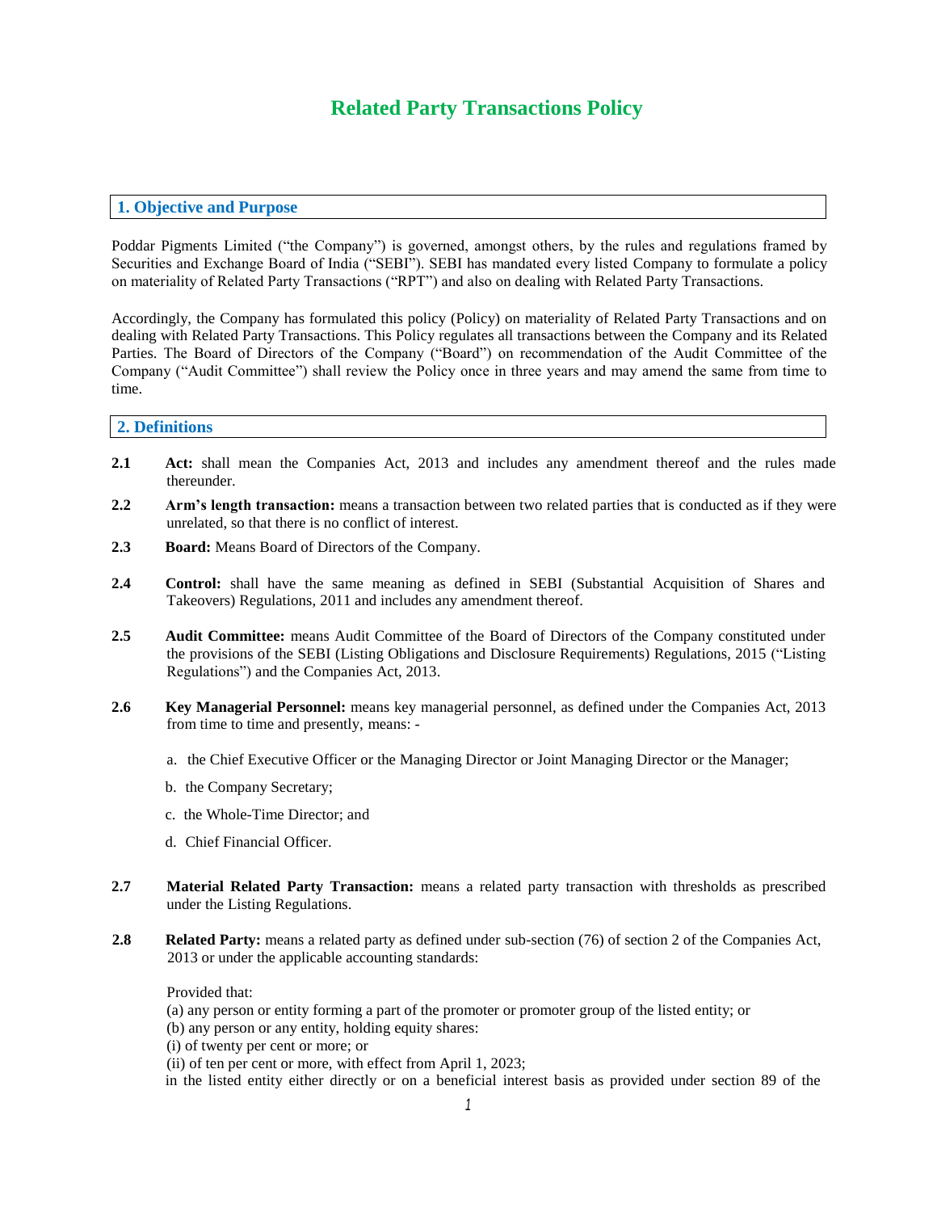# Related Party Transactions Policy

## 1. Objective and Purpose

Poddar Pigments Limited ("the Company") is governed, amongst others, by the rules and regulations framed by Securities and Exchange Board of India ("SEBI"). SEBI has mandated every listed Company to formulate a policy on materiality of Related Party Transactions ("RPT") and also on dealing with Related Party Transactions.

Accordingly, the Company has formulated this policy (Policy) on materiality of Related Party Transactions and on dealing with Related Party Transactions. This Policy regulates all transactions between the Company and its Related Parties. The Board of Directors of the Company ("Board") on recommendation of the Audit Committee of the Company ("Audit Committee") shall review the Policy once in three years and may amend the same from time to time.

## 2. Definitions

**2.1** **Act:** shall mean the Companies Act, 2013 and includes any amendment thereof and the rules made thereunder.

**2.2** **Arm's length transaction:** means a transaction between two related parties that is conducted as if they were unrelated, so that there is no conflict of interest.

**2.3** **Board:** Means Board of Directors of the Company.

**2.4** **Control:** shall have the same meaning as defined in SEBI (Substantial Acquisition of Shares and Takeovers) Regulations, 2011 and includes any amendment thereof.

**2.5** **Audit Committee:** means Audit Committee of the Board of Directors of the Company constituted under the provisions of the SEBI (Listing Obligations and Disclosure Requirements) Regulations, 2015 ("Listing Regulations") and the Companies Act, 2013.

**2.6** **Key Managerial Personnel:** means key managerial personnel, as defined under the Companies Act, 2013 from time to time and presently, means: -

a. the Chief Executive Officer or the Managing Director or Joint Managing Director or the Manager;

b. the Company Secretary;

c. the Whole-Time Director; and

d. Chief Financial Officer.

**2.7** **Material Related Party Transaction:** means a related party transaction with thresholds as prescribed under the Listing Regulations.

**2.8** **Related Party:** means a related party as defined under sub-section (76) of section 2 of the Companies Act, 2013 or under the applicable accounting standards:

Provided that:
(a) any person or entity forming a part of the promoter or promoter group of the listed entity; or
(b) any person or any entity, holding equity shares:
(i) of twenty per cent or more; or
(ii) of ten per cent or more, with effect from April 1, 2023;
in the listed entity either directly or on a beneficial interest basis as provided under section 89 of the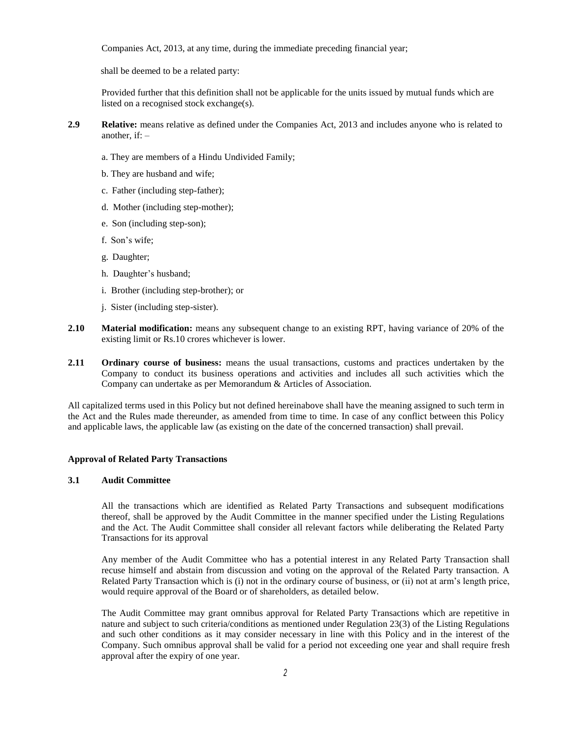Companies Act, 2013, at any time, during the immediate preceding financial year;

shall be deemed to be a related party:

Provided further that this definition shall not be applicable for the units issued by mutual funds which are listed on a recognised stock exchange(s).

**2.9** **Relative:** means relative as defined under the Companies Act, 2013 and includes anyone who is related to another, if: –

a. They are members of a Hindu Undivided Family;

b. They are husband and wife;

c. Father (including step-father);

d. Mother (including step-mother);

e. Son (including step-son);

f. Son's wife;

g. Daughter;

h. Daughter's husband;

i. Brother (including step-brother); or

j. Sister (including step-sister).

**2.10** **Material modification:** means any subsequent change to an existing RPT, having variance of 20% of the existing limit or Rs.10 crores whichever is lower.

**2.11** **Ordinary course of business:** means the usual transactions, customs and practices undertaken by the Company to conduct its business operations and activities and includes all such activities which the Company can undertake as per Memorandum & Articles of Association.

All capitalized terms used in this Policy but not defined hereinabove shall have the meaning assigned to such term in the Act and the Rules made thereunder, as amended from time to time. In case of any conflict between this Policy and applicable laws, the applicable law (as existing on the date of the concerned transaction) shall prevail.

## Approval of Related Party Transactions

### 3.1 Audit Committee

All the transactions which are identified as Related Party Transactions and subsequent modifications thereof, shall be approved by the Audit Committee in the manner specified under the Listing Regulations and the Act. The Audit Committee shall consider all relevant factors while deliberating the Related Party Transactions for its approval

Any member of the Audit Committee who has a potential interest in any Related Party Transaction shall recuse himself and abstain from discussion and voting on the approval of the Related Party transaction. A Related Party Transaction which is (i) not in the ordinary course of business, or (ii) not at arm's length price, would require approval of the Board or of shareholders, as detailed below.

The Audit Committee may grant omnibus approval for Related Party Transactions which are repetitive in nature and subject to such criteria/conditions as mentioned under Regulation 23(3) of the Listing Regulations and such other conditions as it may consider necessary in line with this Policy and in the interest of the Company. Such omnibus approval shall be valid for a period not exceeding one year and shall require fresh approval after the expiry of one year.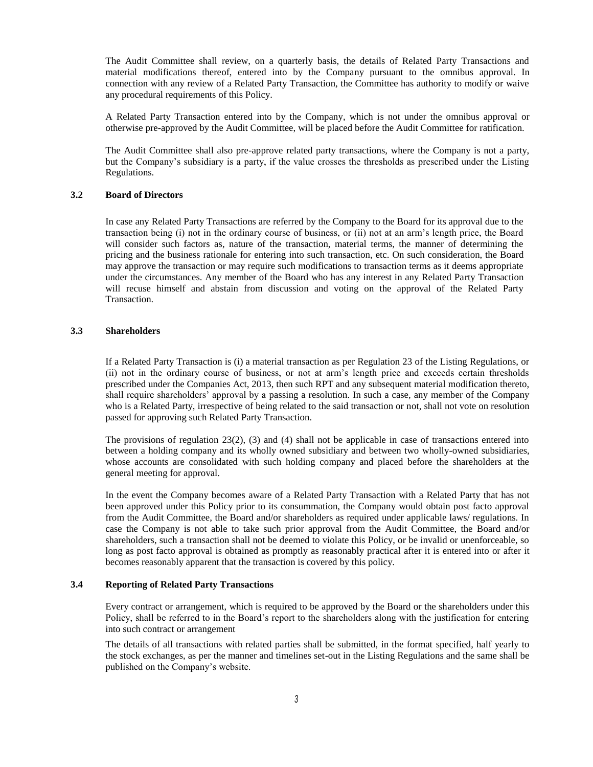The Audit Committee shall review, on a quarterly basis, the details of Related Party Transactions and material modifications thereof, entered into by the Company pursuant to the omnibus approval. In connection with any review of a Related Party Transaction, the Committee has authority to modify or waive any procedural requirements of this Policy.

A Related Party Transaction entered into by the Company, which is not under the omnibus approval or otherwise pre-approved by the Audit Committee, will be placed before the Audit Committee for ratification.

The Audit Committee shall also pre-approve related party transactions, where the Company is not a party, but the Company's subsidiary is a party, if the value crosses the thresholds as prescribed under the Listing Regulations.

### 3.2 Board of Directors

In case any Related Party Transactions are referred by the Company to the Board for its approval due to the transaction being (i) not in the ordinary course of business, or (ii) not at an arm's length price, the Board will consider such factors as, nature of the transaction, material terms, the manner of determining the pricing and the business rationale for entering into such transaction, etc. On such consideration, the Board may approve the transaction or may require such modifications to transaction terms as it deems appropriate under the circumstances. Any member of the Board who has any interest in any Related Party Transaction will recuse himself and abstain from discussion and voting on the approval of the Related Party Transaction.

### 3.3 Shareholders

If a Related Party Transaction is (i) a material transaction as per Regulation 23 of the Listing Regulations, or (ii) not in the ordinary course of business, or not at arm's length price and exceeds certain thresholds prescribed under the Companies Act, 2013, then such RPT and any subsequent material modification thereto, shall require shareholders' approval by a passing a resolution. In such a case, any member of the Company who is a Related Party, irrespective of being related to the said transaction or not, shall not vote on resolution passed for approving such Related Party Transaction.

The provisions of regulation 23(2), (3) and (4) shall not be applicable in case of transactions entered into between a holding company and its wholly owned subsidiary and between two wholly-owned subsidiaries, whose accounts are consolidated with such holding company and placed before the shareholders at the general meeting for approval.

In the event the Company becomes aware of a Related Party Transaction with a Related Party that has not been approved under this Policy prior to its consummation, the Company would obtain post facto approval from the Audit Committee, the Board and/or shareholders as required under applicable laws/ regulations. In case the Company is not able to take such prior approval from the Audit Committee, the Board and/or shareholders, such a transaction shall not be deemed to violate this Policy, or be invalid or unenforceable, so long as post facto approval is obtained as promptly as reasonably practical after it is entered into or after it becomes reasonably apparent that the transaction is covered by this policy.

### 3.4 Reporting of Related Party Transactions

Every contract or arrangement, which is required to be approved by the Board or the shareholders under this Policy, shall be referred to in the Board's report to the shareholders along with the justification for entering into such contract or arrangement

The details of all transactions with related parties shall be submitted, in the format specified, half yearly to the stock exchanges, as per the manner and timelines set-out in the Listing Regulations and the same shall be published on the Company's website.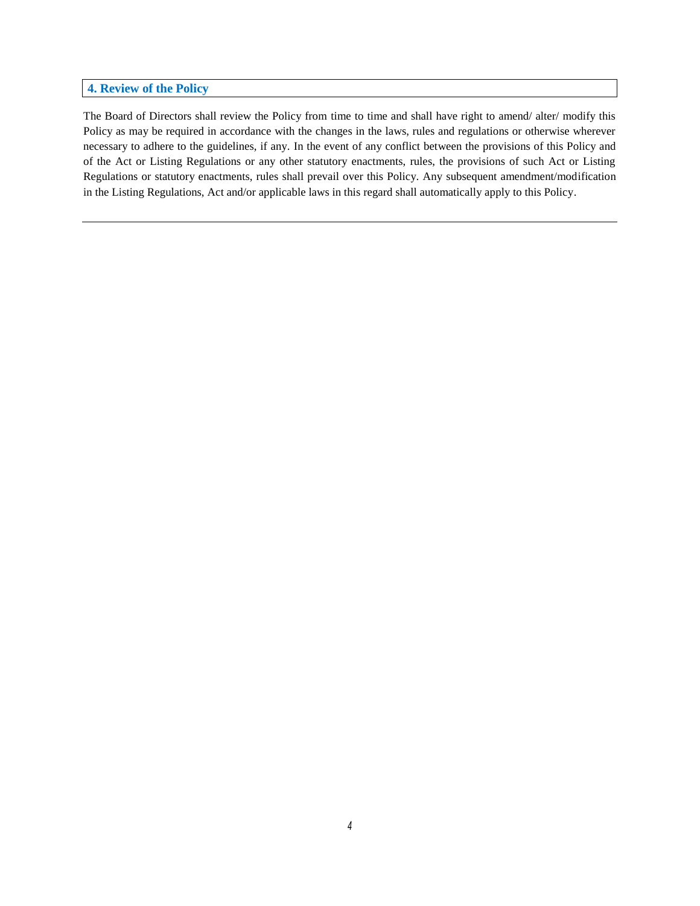## 4. Review of the Policy

The Board of Directors shall review the Policy from time to time and shall have right to amend/ alter/ modify this Policy as may be required in accordance with the changes in the laws, rules and regulations or otherwise wherever necessary to adhere to the guidelines, if any. In the event of any conflict between the provisions of this Policy and of the Act or Listing Regulations or any other statutory enactments, rules, the provisions of such Act or Listing Regulations or statutory enactments, rules shall prevail over this Policy. Any subsequent amendment/modification in the Listing Regulations, Act and/or applicable laws in this regard shall automatically apply to this Policy.

---